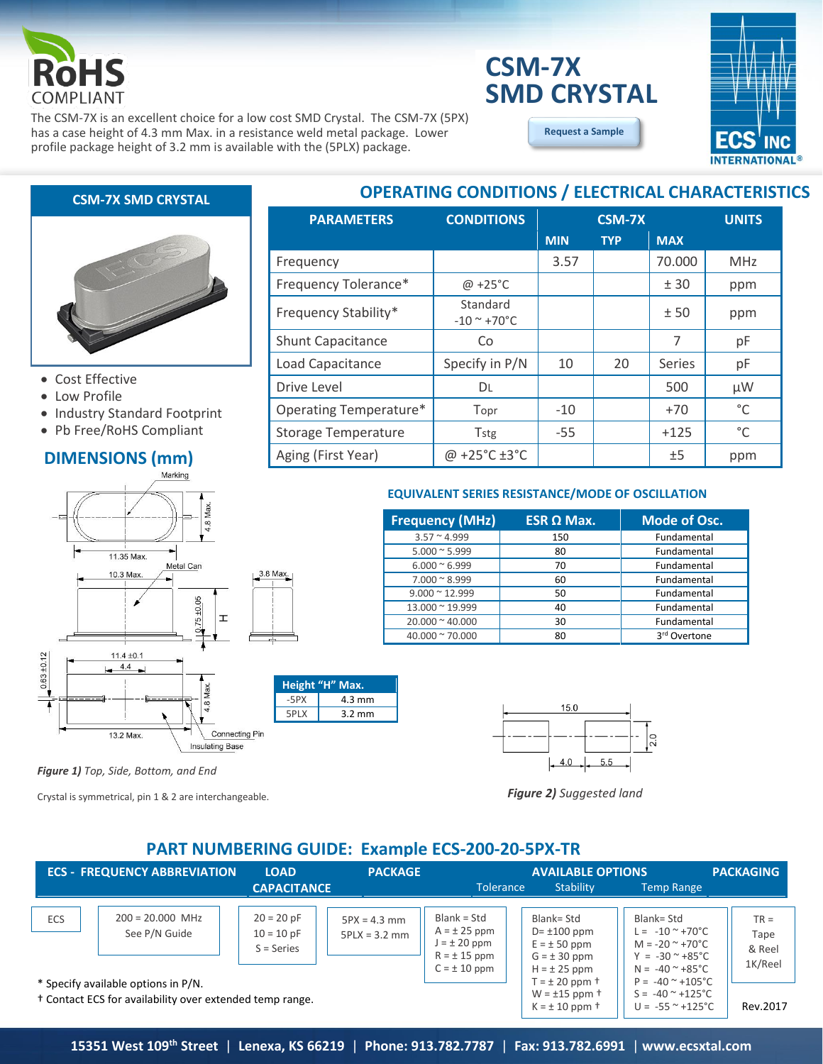# CSM-7X SMD CRYSTAL

RoHS COMPLIANT

The CSM-7X is an excellent choice for a low cost SMD Crystal. The CSM-7X (5PX) has a case height of 4.3 mm Max. in a resistance weld metal package. Lower profile package height of 3.2 mm is available with the (5PLX) package.

Request a Sample

## CSM-7X SMD CRYSTAL

- Cost Effective
- Low Profile
- Industry Standard Footprint
- Pb Free/RoHS Compliant

## OPERATING CONDITIONS / ELECTRICAL CHARACTERISTICS

| PARAMETERS | CONDITIONS | CSM-7X MIN | TYP | MAX | UNITS |
|---|---|---|---|---|---|
| Frequency | | 3.57 | | 70.000 | MHz |
| Frequency Tolerance* | @ +25°C | | | ± 30 | ppm |
| Frequency Stability* | Standard -10 ~ +70°C | | | ± 50 | ppm |
| Shunt Capacitance | Co | | | 7 | pF |
| Load Capacitance | Specify in P/N | 10 | 20 | Series | pF |
| Drive Level | DL | | | 500 | µW |
| Operating Temperature* | Topr | -10 | | +70 | °C |
| Storage Temperature | Tstg | -55 | | +125 | °C |
| Aging (First Year) | @ +25°C ±3°C | | | ±5 | ppm |

## DIMENSIONS (mm)

Marking; 4.8 Max.; 11.35 Max.; 10.3 Max.; Metal Can; 3.8 Max.; 0.75 ±0.05; H; 11.4 ±0.1; 4.4; 0.63 ±0.12; 4.8 Max.; 13.2 Max.; Connecting Pin; Insulating Base

| Height "H" Max. | |
|---|---|
| -5PX | 4.3 mm |
| 5PLX | 3.2 mm |

*Figure 1)* Top, Side, Bottom, and End

Crystal is symmetrical, pin 1 & 2 are interchangeable.

### EQUIVALENT SERIES RESISTANCE/MODE OF OSCILLATION

| Frequency (MHz) | ESR Ω Max. | Mode of Osc. |
|---|---|---|
| 3.57 ~ 4.999 | 150 | Fundamental |
| 5.000 ~ 5.999 | 80 | Fundamental |
| 6.000 ~ 6.999 | 70 | Fundamental |
| 7.000 ~ 8.999 | 60 | Fundamental |
| 9.000 ~ 12.999 | 50 | Fundamental |
| 13.000 ~ 19.999 | 40 | Fundamental |
| 20.000 ~ 40.000 | 30 | Fundamental |
| 40.000 ~ 70.000 | 80 | 3rd Overtone |

15.0; 2.0; 4.0; 5.5

*Figure 2)* Suggested land

## PART NUMBERING GUIDE: Example ECS-200-20-5PX-TR

| ECS - FREQUENCY ABBREVIATION | | LOAD CAPACITANCE | PACKAGE | AVAILABLE OPTIONS: Tolerance | Stability | Temp Range | PACKAGING |
|---|---|---|---|---|---|---|---|
| ECS | 200 = 20.000 MHz See P/N Guide | 20 = 20 pF 10 = 10 pF S = Series | 5PX = 4.3 mm 5PLX = 3.2 mm | Blank = Std A = ± 25 ppm J = ± 20 ppm R = ± 15 ppm C = ± 10 ppm | Blank= Std D= ±100 ppm E = ± 50 ppm G = ± 30 ppm H = ± 25 ppm T = ± 20 ppm † W = ±15 ppm † K = ± 10 ppm † | Blank= Std L = -10 ~ +70°C M = -20 ~ +70°C Y = -30 ~ +85°C N = -40 ~ +85°C P = -40 ~ +105°C S = -40 ~ +125°C U = -55 ~ +125°C | TR = Tape & Reel 1K/Reel |

\* Specify available options in P/N.

† Contact ECS for availability over extended temp range.

Rev.2017

15351 West 109th Street | Lenexa, KS 66219 | Phone: 913.782.7787 | Fax: 913.782.6991 | www.ecsxtal.com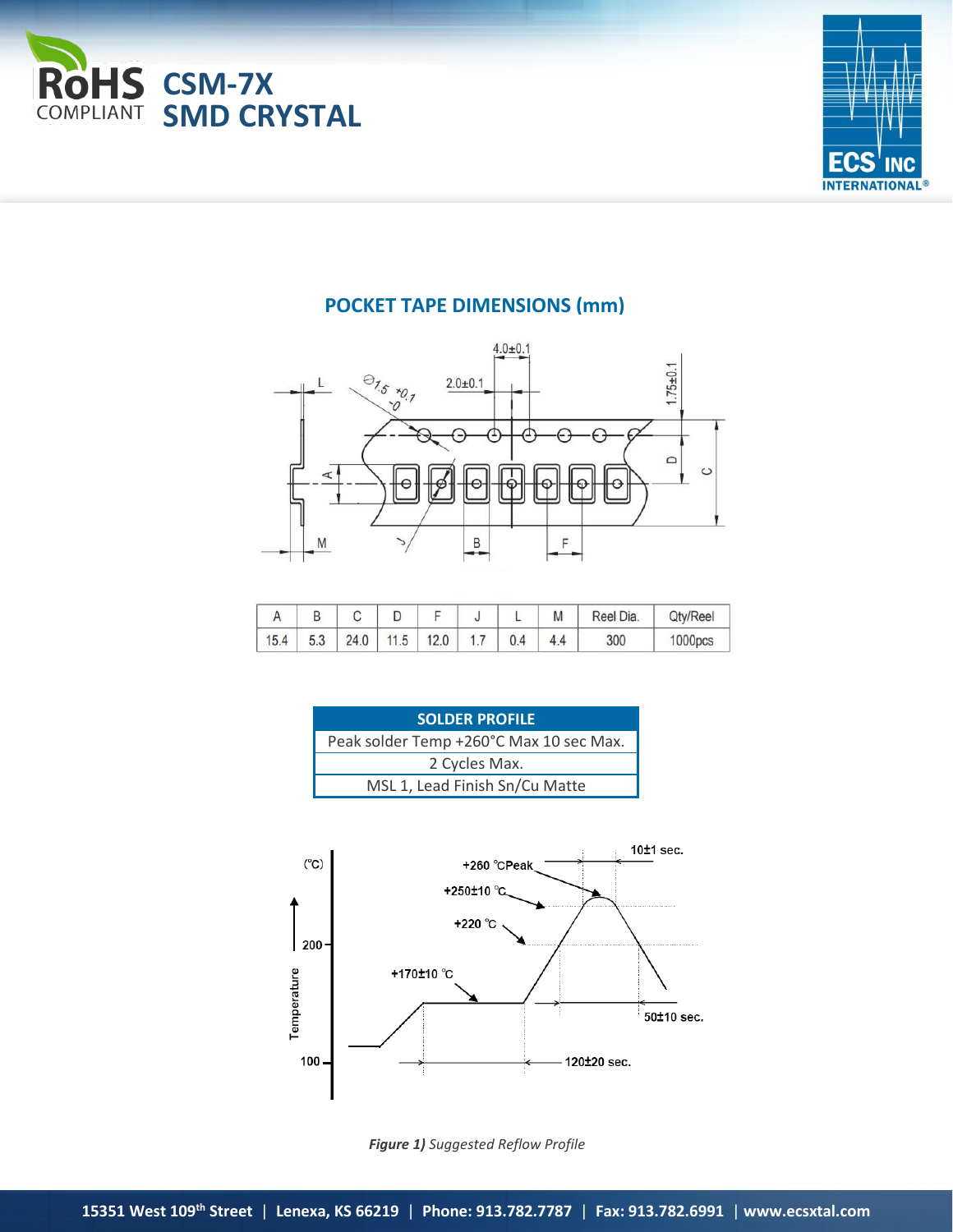# CSM-7X SMD CRYSTAL

RoHS COMPLIANT

## POCKET TAPE DIMENSIONS (mm)

4.0±0.1

2.0±0.1

1.75±0.1

Ø1.5 +0.1 -0

L

A

D

C

M

J

B

F

| A | B | C | D | F | J | L | M | Reel Dia. | Qty/Reel |
|---|---|---|---|---|---|---|---|---|---|
| 15.4 | 5.3 | 24.0 | 11.5 | 12.0 | 1.7 | 0.4 | 4.4 | 300 | 1000pcs |

| SOLDER PROFILE |
|---|
| Peak solder Temp +260°C Max 10 sec Max. |
| 2 Cycles Max. |
| MSL 1, Lead Finish Sn/Cu Matte |

(℃)

Temperature

200

100

10±1 sec.

+260 ℃Peak

+250±10 ℃

+220 ℃

+170±10 ℃

50±10 sec.

120±20 sec.

***Figure 1)*** *Suggested Reflow Profile*